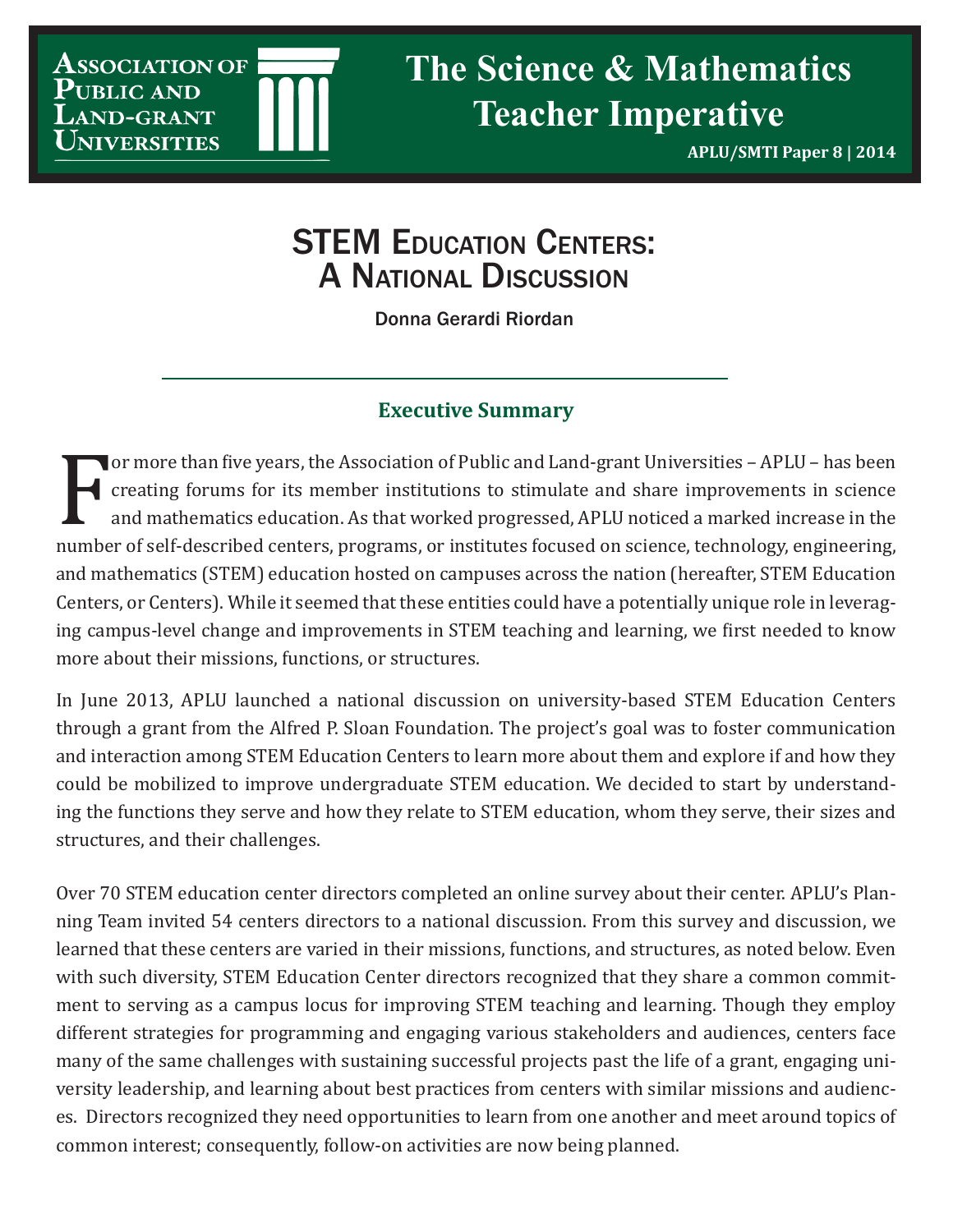Association of Public and Land-grant Universities

# The Science & Mathematics Teacher Imperative

**APLU/SMTI Paper 8 | 2014**

# STEM Education Centers: A National Discussion

Donna Gerardi Riordan

## Executive Summary

For more than five years, the Association of Public and Land-grant Universities – APLU – has been creating forums for its member institutions to stimulate and share improvements in science and mathematics education. As that worked progressed, APLU noticed a marked increase in the number of self-described centers, programs, or institutes focused on science, technology, engineering, and mathematics (STEM) education hosted on campuses across the nation (hereafter, STEM Education Centers, or Centers). While it seemed that these entities could have a potentially unique role in leveraging campus-level change and improvements in STEM teaching and learning, we first needed to know more about their missions, functions, or structures.

In June 2013, APLU launched a national discussion on university-based STEM Education Centers through a grant from the Alfred P. Sloan Foundation. The project's goal was to foster communication and interaction among STEM Education Centers to learn more about them and explore if and how they could be mobilized to improve undergraduate STEM education. We decided to start by understanding the functions they serve and how they relate to STEM education, whom they serve, their sizes and structures, and their challenges.

Over 70 STEM education center directors completed an online survey about their center. APLU's Planning Team invited 54 centers directors to a national discussion. From this survey and discussion, we learned that these centers are varied in their missions, functions, and structures, as noted below. Even with such diversity, STEM Education Center directors recognized that they share a common commitment to serving as a campus locus for improving STEM teaching and learning. Though they employ different strategies for programming and engaging various stakeholders and audiences, centers face many of the same challenges with sustaining successful projects past the life of a grant, engaging university leadership, and learning about best practices from centers with similar missions and audiences. Directors recognized they need opportunities to learn from one another and meet around topics of common interest; consequently, follow-on activities are now being planned.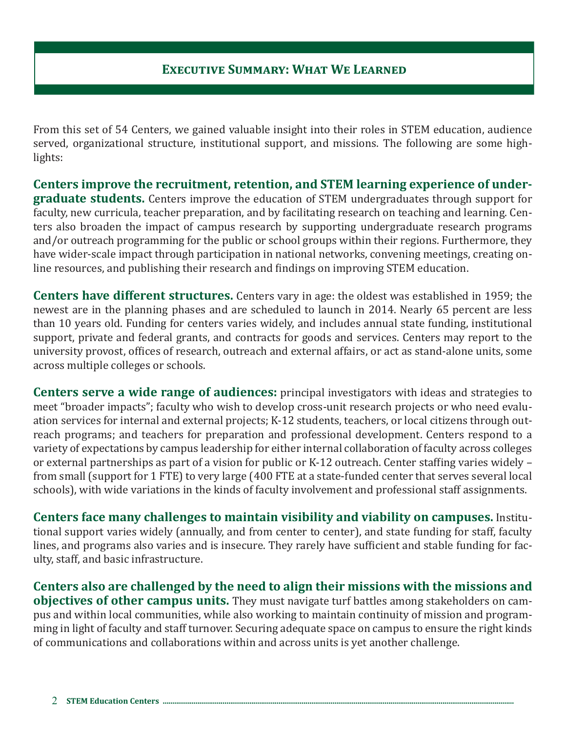## Executive Summary: What We Learned

From this set of 54 Centers, we gained valuable insight into their roles in STEM education, audience served, organizational structure, institutional support, and missions. The following are some highlights:

**Centers improve the recruitment, retention, and STEM learning experience of undergraduate students.** Centers improve the education of STEM undergraduates through support for faculty, new curricula, teacher preparation, and by facilitating research on teaching and learning. Centers also broaden the impact of campus research by supporting undergraduate research programs and/or outreach programming for the public or school groups within their regions. Furthermore, they have wider-scale impact through participation in national networks, convening meetings, creating online resources, and publishing their research and findings on improving STEM education.

**Centers have different structures.** Centers vary in age: the oldest was established in 1959; the newest are in the planning phases and are scheduled to launch in 2014. Nearly 65 percent are less than 10 years old. Funding for centers varies widely, and includes annual state funding, institutional support, private and federal grants, and contracts for goods and services. Centers may report to the university provost, offices of research, outreach and external affairs, or act as stand-alone units, some across multiple colleges or schools.

**Centers serve a wide range of audiences:** principal investigators with ideas and strategies to meet "broader impacts"; faculty who wish to develop cross-unit research projects or who need evaluation services for internal and external projects; K-12 students, teachers, or local citizens through outreach programs; and teachers for preparation and professional development. Centers respond to a variety of expectations by campus leadership for either internal collaboration of faculty across colleges or external partnerships as part of a vision for public or K-12 outreach. Center staffing varies widely – from small (support for 1 FTE) to very large (400 FTE at a state-funded center that serves several local schools), with wide variations in the kinds of faculty involvement and professional staff assignments.

**Centers face many challenges to maintain visibility and viability on campuses.** Institutional support varies widely (annually, and from center to center), and state funding for staff, faculty lines, and programs also varies and is insecure. They rarely have sufficient and stable funding for faculty, staff, and basic infrastructure.

**Centers also are challenged by the need to align their missions with the missions and objectives of other campus units.** They must navigate turf battles among stakeholders on campus and within local communities, while also working to maintain continuity of mission and programming in light of faculty and staff turnover. Securing adequate space on campus to ensure the right kinds of communications and collaborations within and across units is yet another challenge.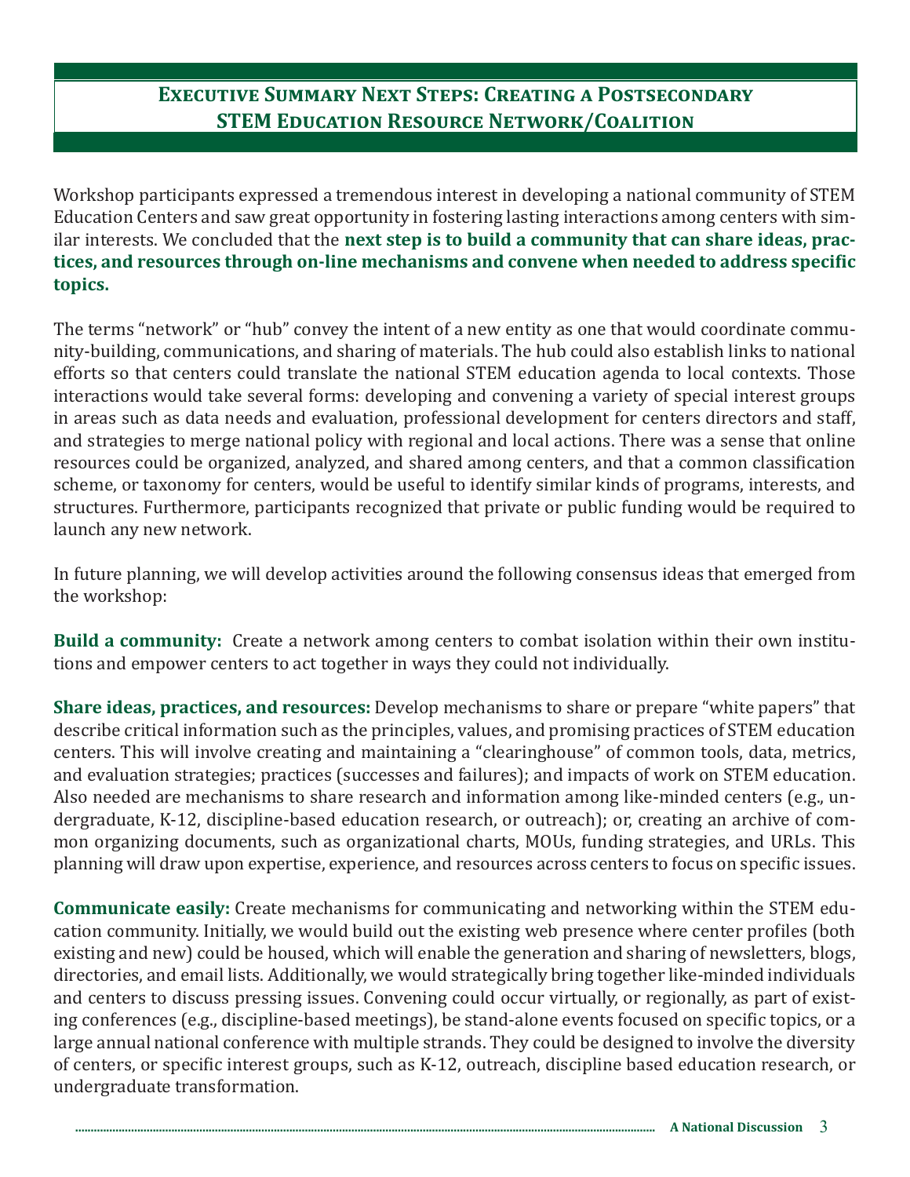## Executive Summary Next Steps: Creating a Postsecondary STEM Education Resource Network/Coalition

Workshop participants expressed a tremendous interest in developing a national community of STEM Education Centers and saw great opportunity in fostering lasting interactions among centers with similar interests. We concluded that the **next step is to build a community that can share ideas, practices, and resources through on-line mechanisms and convene when needed to address specific topics.**

The terms "network" or "hub" convey the intent of a new entity as one that would coordinate community-building, communications, and sharing of materials. The hub could also establish links to national efforts so that centers could translate the national STEM education agenda to local contexts. Those interactions would take several forms: developing and convening a variety of special interest groups in areas such as data needs and evaluation, professional development for centers directors and staff, and strategies to merge national policy with regional and local actions. There was a sense that online resources could be organized, analyzed, and shared among centers, and that a common classification scheme, or taxonomy for centers, would be useful to identify similar kinds of programs, interests, and structures. Furthermore, participants recognized that private or public funding would be required to launch any new network.

In future planning, we will develop activities around the following consensus ideas that emerged from the workshop:

**Build a community:** Create a network among centers to combat isolation within their own institutions and empower centers to act together in ways they could not individually.

**Share ideas, practices, and resources:** Develop mechanisms to share or prepare "white papers" that describe critical information such as the principles, values, and promising practices of STEM education centers. This will involve creating and maintaining a "clearinghouse" of common tools, data, metrics, and evaluation strategies; practices (successes and failures); and impacts of work on STEM education. Also needed are mechanisms to share research and information among like-minded centers (e.g., undergraduate, K-12, discipline-based education research, or outreach); or, creating an archive of common organizing documents, such as organizational charts, MOUs, funding strategies, and URLs. This planning will draw upon expertise, experience, and resources across centers to focus on specific issues.

**Communicate easily:** Create mechanisms for communicating and networking within the STEM education community. Initially, we would build out the existing web presence where center profiles (both existing and new) could be housed, which will enable the generation and sharing of newsletters, blogs, directories, and email lists. Additionally, we would strategically bring together like-minded individuals and centers to discuss pressing issues. Convening could occur virtually, or regionally, as part of existing conferences (e.g., discipline-based meetings), be stand-alone events focused on specific topics, or a large annual national conference with multiple strands. They could be designed to involve the diversity of centers, or specific interest groups, such as K-12, outreach, discipline based education research, or undergraduate transformation.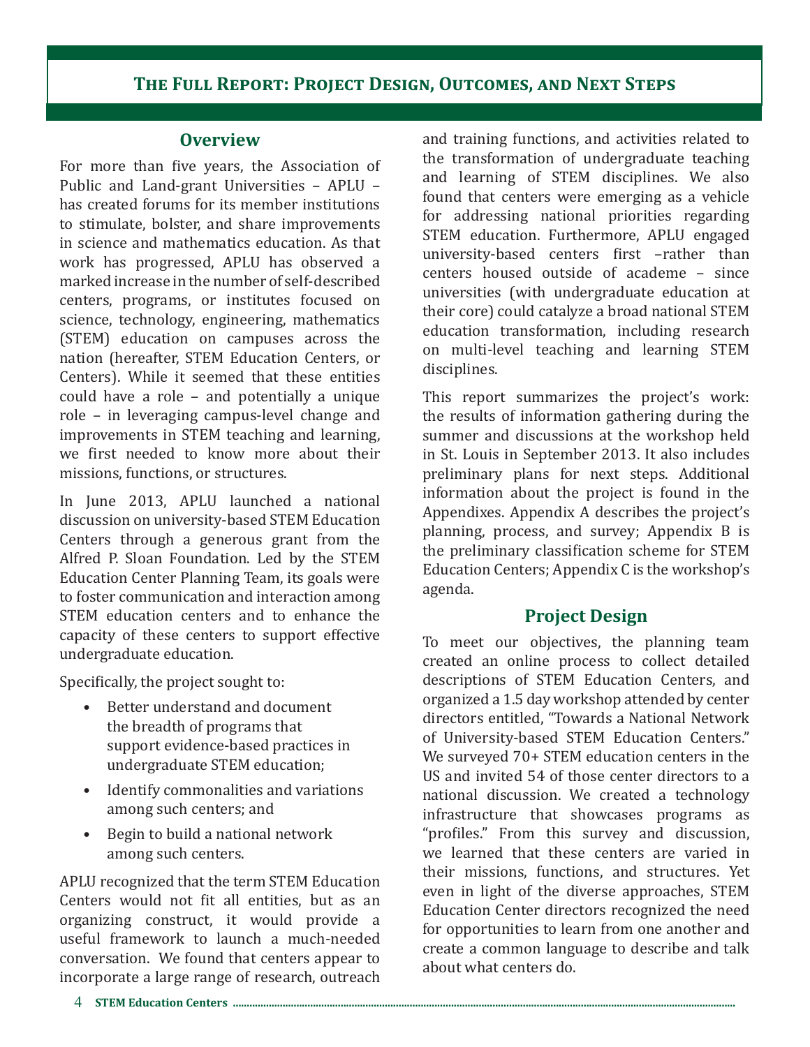## The Full Report: Project Design, Outcomes, and Next Steps

### Overview

For more than five years, the Association of Public and Land-grant Universities – APLU – has created forums for its member institutions to stimulate, bolster, and share improvements in science and mathematics education. As that work has progressed, APLU has observed a marked increase in the number of self-described centers, programs, or institutes focused on science, technology, engineering, mathematics (STEM) education on campuses across the nation (hereafter, STEM Education Centers, or Centers). While it seemed that these entities could have a role – and potentially a unique role – in leveraging campus-level change and improvements in STEM teaching and learning, we first needed to know more about their missions, functions, or structures.

In June 2013, APLU launched a national discussion on university-based STEM Education Centers through a generous grant from the Alfred P. Sloan Foundation. Led by the STEM Education Center Planning Team, its goals were to foster communication and interaction among STEM education centers and to enhance the capacity of these centers to support effective undergraduate education.

Specifically, the project sought to:

- Better understand and document the breadth of programs that support evidence-based practices in undergraduate STEM education;
- Identify commonalities and variations among such centers; and
- Begin to build a national network among such centers.

APLU recognized that the term STEM Education Centers would not fit all entities, but as an organizing construct, it would provide a useful framework to launch a much-needed conversation. We found that centers appear to incorporate a large range of research, outreach and training functions, and activities related to the transformation of undergraduate teaching and learning of STEM disciplines. We also found that centers were emerging as a vehicle for addressing national priorities regarding STEM education. Furthermore, APLU engaged university-based centers first –rather than centers housed outside of academe – since universities (with undergraduate education at their core) could catalyze a broad national STEM education transformation, including research on multi-level teaching and learning STEM disciplines.

This report summarizes the project's work: the results of information gathering during the summer and discussions at the workshop held in St. Louis in September 2013. It also includes preliminary plans for next steps. Additional information about the project is found in the Appendixes. Appendix A describes the project's planning, process, and survey; Appendix B is the preliminary classification scheme for STEM Education Centers; Appendix C is the workshop's agenda.

### Project Design

To meet our objectives, the planning team created an online process to collect detailed descriptions of STEM Education Centers, and organized a 1.5 day workshop attended by center directors entitled, "Towards a National Network of University-based STEM Education Centers." We surveyed 70+ STEM education centers in the US and invited 54 of those center directors to a national discussion. We created a technology infrastructure that showcases programs as "profiles." From this survey and discussion, we learned that these centers are varied in their missions, functions, and structures. Yet even in light of the diverse approaches, STEM Education Center directors recognized the need for opportunities to learn from one another and create a common language to describe and talk about what centers do.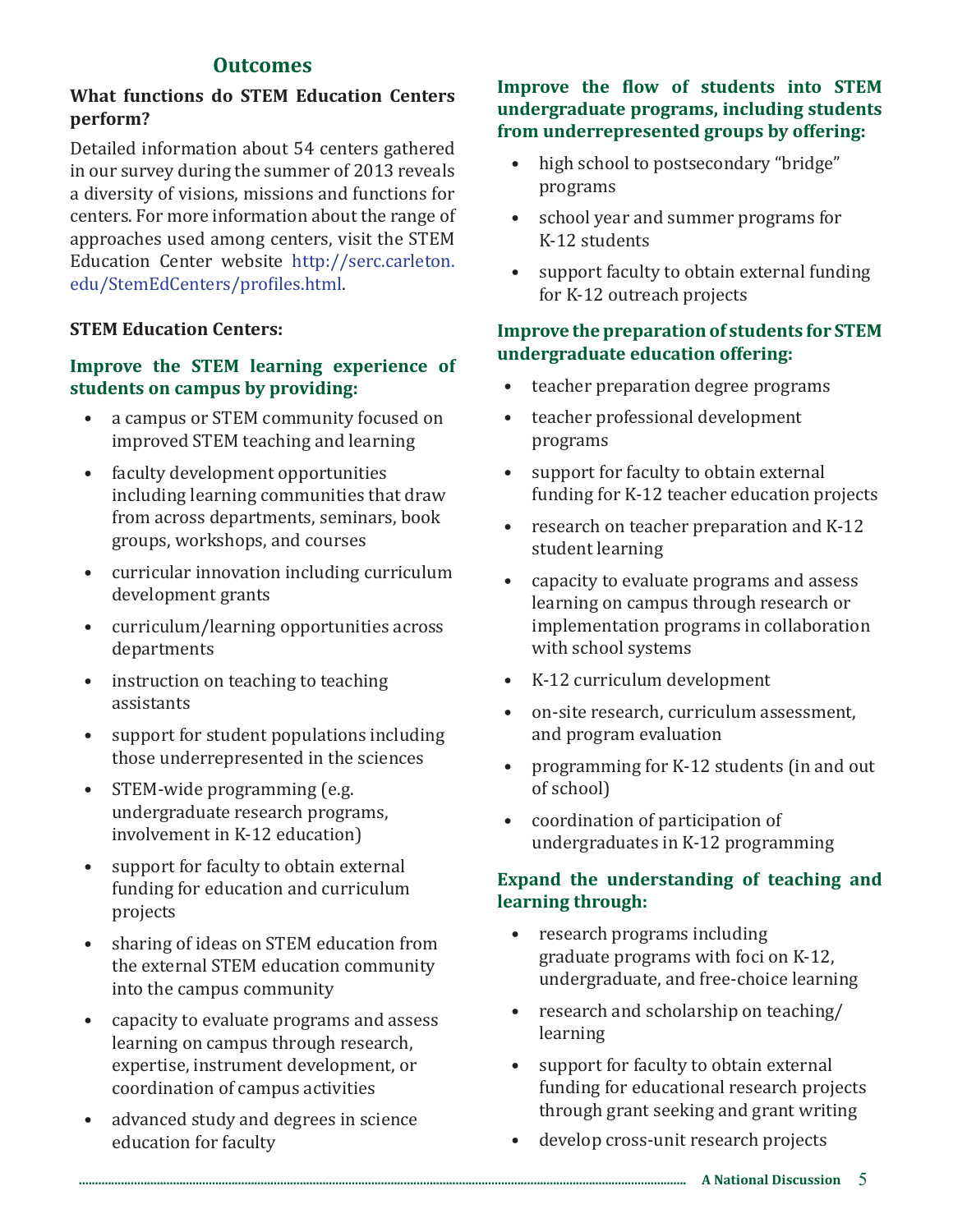## Outcomes

### What functions do STEM Education Centers perform?

Detailed information about 54 centers gathered in our survey during the summer of 2013 reveals a diversity of visions, missions and functions for centers. For more information about the range of approaches used among centers, visit the STEM Education Center website http://serc.carleton.edu/StemEdCenters/profiles.html.

**STEM Education Centers:**

### Improve the STEM learning experience of students on campus by providing:

- a campus or STEM community focused on improved STEM teaching and learning
- faculty development opportunities including learning communities that draw from across departments, seminars, book groups, workshops, and courses
- curricular innovation including curriculum development grants
- curriculum/learning opportunities across departments
- instruction on teaching to teaching assistants
- support for student populations including those underrepresented in the sciences
- STEM-wide programming (e.g. undergraduate research programs, involvement in K-12 education)
- support for faculty to obtain external funding for education and curriculum projects
- sharing of ideas on STEM education from the external STEM education community into the campus community
- capacity to evaluate programs and assess learning on campus through research, expertise, instrument development, or coordination of campus activities
- advanced study and degrees in science education for faculty

### Improve the flow of students into STEM undergraduate programs, including students from underrepresented groups by offering:

- high school to postsecondary "bridge" programs
- school year and summer programs for K-12 students
- support faculty to obtain external funding for K-12 outreach projects

### Improve the preparation of students for STEM undergraduate education offering:

- teacher preparation degree programs
- teacher professional development programs
- support for faculty to obtain external funding for K-12 teacher education projects
- research on teacher preparation and K-12 student learning
- capacity to evaluate programs and assess learning on campus through research or implementation programs in collaboration with school systems
- K-12 curriculum development
- on-site research, curriculum assessment, and program evaluation
- programming for K-12 students (in and out of school)
- coordination of participation of undergraduates in K-12 programming

### Expand the understanding of teaching and learning through:

- research programs including graduate programs with foci on K-12, undergraduate, and free-choice learning
- research and scholarship on teaching/learning
- support for faculty to obtain external funding for educational research projects through grant seeking and grant writing
- develop cross-unit research projects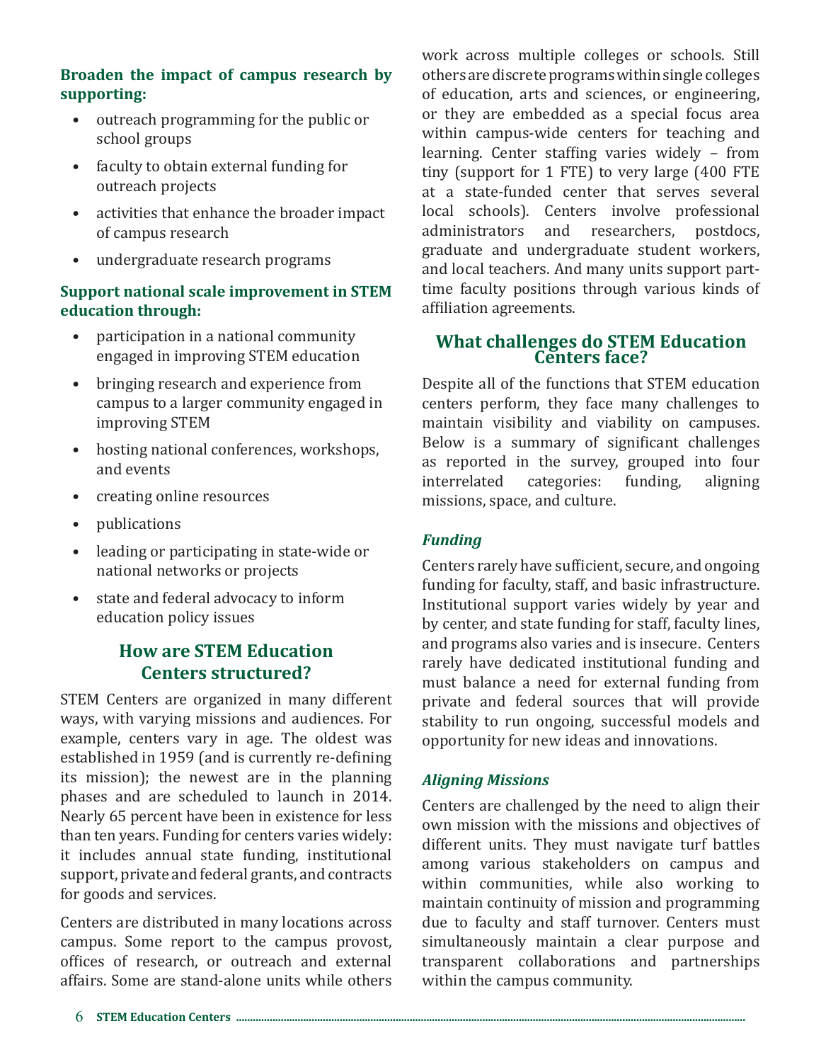**Broaden the impact of campus research by supporting:**

- outreach programming for the public or school groups
- faculty to obtain external funding for outreach projects
- activities that enhance the broader impact of campus research
- undergraduate research programs

**Support national scale improvement in STEM education through:**

- participation in a national community engaged in improving STEM education
- bringing research and experience from campus to a larger community engaged in improving STEM
- hosting national conferences, workshops, and events
- creating online resources
- publications
- leading or participating in state-wide or national networks or projects
- state and federal advocacy to inform education policy issues

## How are STEM Education Centers structured?

STEM Centers are organized in many different ways, with varying missions and audiences. For example, centers vary in age. The oldest was established in 1959 (and is currently re-defining its mission); the newest are in the planning phases and are scheduled to launch in 2014. Nearly 65 percent have been in existence for less than ten years. Funding for centers varies widely: it includes annual state funding, institutional support, private and federal grants, and contracts for goods and services.

Centers are distributed in many locations across campus. Some report to the campus provost, offices of research, or outreach and external affairs. Some are stand-alone units while others work across multiple colleges or schools. Still others are discrete programs within single colleges of education, arts and sciences, or engineering, or they are embedded as a special focus area within campus-wide centers for teaching and learning. Center staffing varies widely – from tiny (support for 1 FTE) to very large (400 FTE at a state-funded center that serves several local schools). Centers involve professional administrators and researchers, postdocs, graduate and undergraduate student workers, and local teachers. And many units support part-time faculty positions through various kinds of affiliation agreements.

## What challenges do STEM Education Centers face?

Despite all of the functions that STEM education centers perform, they face many challenges to maintain visibility and viability on campuses. Below is a summary of significant challenges as reported in the survey, grouped into four interrelated categories: funding, aligning missions, space, and culture.

### *Funding*

Centers rarely have sufficient, secure, and ongoing funding for faculty, staff, and basic infrastructure. Institutional support varies widely by year and by center, and state funding for staff, faculty lines, and programs also varies and is insecure. Centers rarely have dedicated institutional funding and must balance a need for external funding from private and federal sources that will provide stability to run ongoing, successful models and opportunity for new ideas and innovations.

### *Aligning Missions*

Centers are challenged by the need to align their own mission with the missions and objectives of different units. They must navigate turf battles among various stakeholders on campus and within communities, while also working to maintain continuity of mission and programming due to faculty and staff turnover. Centers must simultaneously maintain a clear purpose and transparent collaborations and partnerships within the campus community.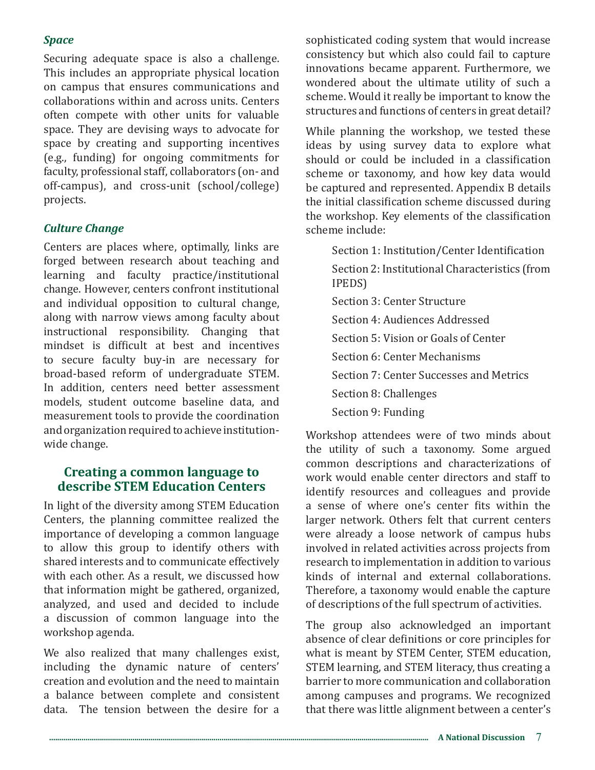### *Space*

Securing adequate space is also a challenge. This includes an appropriate physical location on campus that ensures communications and collaborations within and across units. Centers often compete with other units for valuable space. They are devising ways to advocate for space by creating and supporting incentives (e.g., funding) for ongoing commitments for faculty, professional staff, collaborators (on- and off-campus), and cross-unit (school/college) projects.

### *Culture Change*

Centers are places where, optimally, links are forged between research about teaching and learning and faculty practice/institutional change. However, centers confront institutional and individual opposition to cultural change, along with narrow views among faculty about instructional responsibility. Changing that mindset is difficult at best and incentives to secure faculty buy-in are necessary for broad-based reform of undergraduate STEM. In addition, centers need better assessment models, student outcome baseline data, and measurement tools to provide the coordination and organization required to achieve institution-wide change.

## Creating a common language to describe STEM Education Centers

In light of the diversity among STEM Education Centers, the planning committee realized the importance of developing a common language to allow this group to identify others with shared interests and to communicate effectively with each other. As a result, we discussed how that information might be gathered, organized, analyzed, and used and decided to include a discussion of common language into the workshop agenda.

We also realized that many challenges exist, including the dynamic nature of centers' creation and evolution and the need to maintain a balance between complete and consistent data. The tension between the desire for a sophisticated coding system that would increase consistency but which also could fail to capture innovations became apparent. Furthermore, we wondered about the ultimate utility of such a scheme. Would it really be important to know the structures and functions of centers in great detail?

While planning the workshop, we tested these ideas by using survey data to explore what should or could be included in a classification scheme or taxonomy, and how key data would be captured and represented. Appendix B details the initial classification scheme discussed during the workshop. Key elements of the classification scheme include:

- Section 1: Institution/Center Identification
- Section 2: Institutional Characteristics (from IPEDS)
- Section 3: Center Structure
- Section 4: Audiences Addressed
- Section 5: Vision or Goals of Center
- Section 6: Center Mechanisms
- Section 7: Center Successes and Metrics
- Section 8: Challenges
- Section 9: Funding

Workshop attendees were of two minds about the utility of such a taxonomy. Some argued common descriptions and characterizations of work would enable center directors and staff to identify resources and colleagues and provide a sense of where one's center fits within the larger network. Others felt that current centers were already a loose network of campus hubs involved in related activities across projects from research to implementation in addition to various kinds of internal and external collaborations. Therefore, a taxonomy would enable the capture of descriptions of the full spectrum of activities.

The group also acknowledged an important absence of clear definitions or core principles for what is meant by STEM Center, STEM education, STEM learning, and STEM literacy, thus creating a barrier to more communication and collaboration among campuses and programs. We recognized that there was little alignment between a center's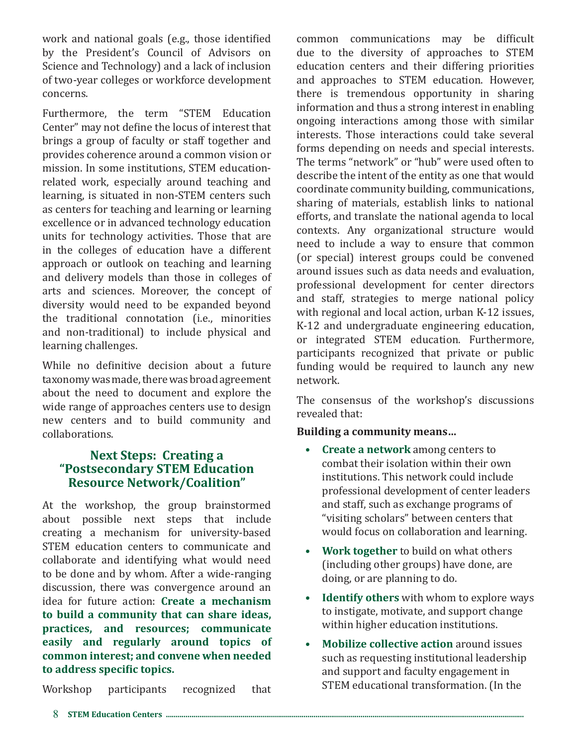work and national goals (e.g., those identified by the President's Council of Advisors on Science and Technology) and a lack of inclusion of two-year colleges or workforce development concerns.

Furthermore, the term "STEM Education Center" may not define the locus of interest that brings a group of faculty or staff together and provides coherence around a common vision or mission. In some institutions, STEM education-related work, especially around teaching and learning, is situated in non-STEM centers such as centers for teaching and learning or learning excellence or in advanced technology education units for technology activities. Those that are in the colleges of education have a different approach or outlook on teaching and learning and delivery models than those in colleges of arts and sciences. Moreover, the concept of diversity would need to be expanded beyond the traditional connotation (i.e., minorities and non-traditional) to include physical and learning challenges.

While no definitive decision about a future taxonomy was made, there was broad agreement about the need to document and explore the wide range of approaches centers use to design new centers and to build community and collaborations.

## Next Steps: Creating a "Postsecondary STEM Education Resource Network/Coalition"

At the workshop, the group brainstormed about possible next steps that include creating a mechanism for university-based STEM education centers to communicate and collaborate and identifying what would need to be done and by whom. After a wide-ranging discussion, there was convergence around an idea for future action: **Create a mechanism to build a community that can share ideas, practices, and resources; communicate easily and regularly around topics of common interest; and convene when needed to address specific topics.**

Workshop participants recognized that common communications may be difficult due to the diversity of approaches to STEM education centers and their differing priorities and approaches to STEM education. However, there is tremendous opportunity in sharing information and thus a strong interest in enabling ongoing interactions among those with similar interests. Those interactions could take several forms depending on needs and special interests. The terms "network" or "hub" were used often to describe the intent of the entity as one that would coordinate community building, communications, sharing of materials, establish links to national efforts, and translate the national agenda to local contexts. Any organizational structure would need to include a way to ensure that common (or special) interest groups could be convened around issues such as data needs and evaluation, professional development for center directors and staff, strategies to merge national policy with regional and local action, urban K-12 issues, K-12 and undergraduate engineering education, or integrated STEM education. Furthermore, participants recognized that private or public funding would be required to launch any new network.

The consensus of the workshop's discussions revealed that:

**Building a community means…**

- **Create a network** among centers to combat their isolation within their own institutions. This network could include professional development of center leaders and staff, such as exchange programs of "visiting scholars" between centers that would focus on collaboration and learning.
- **Work together** to build on what others (including other groups) have done, are doing, or are planning to do.
- **Identify others** with whom to explore ways to instigate, motivate, and support change within higher education institutions.
- **Mobilize collective action** around issues such as requesting institutional leadership and support and faculty engagement in STEM educational transformation. (In the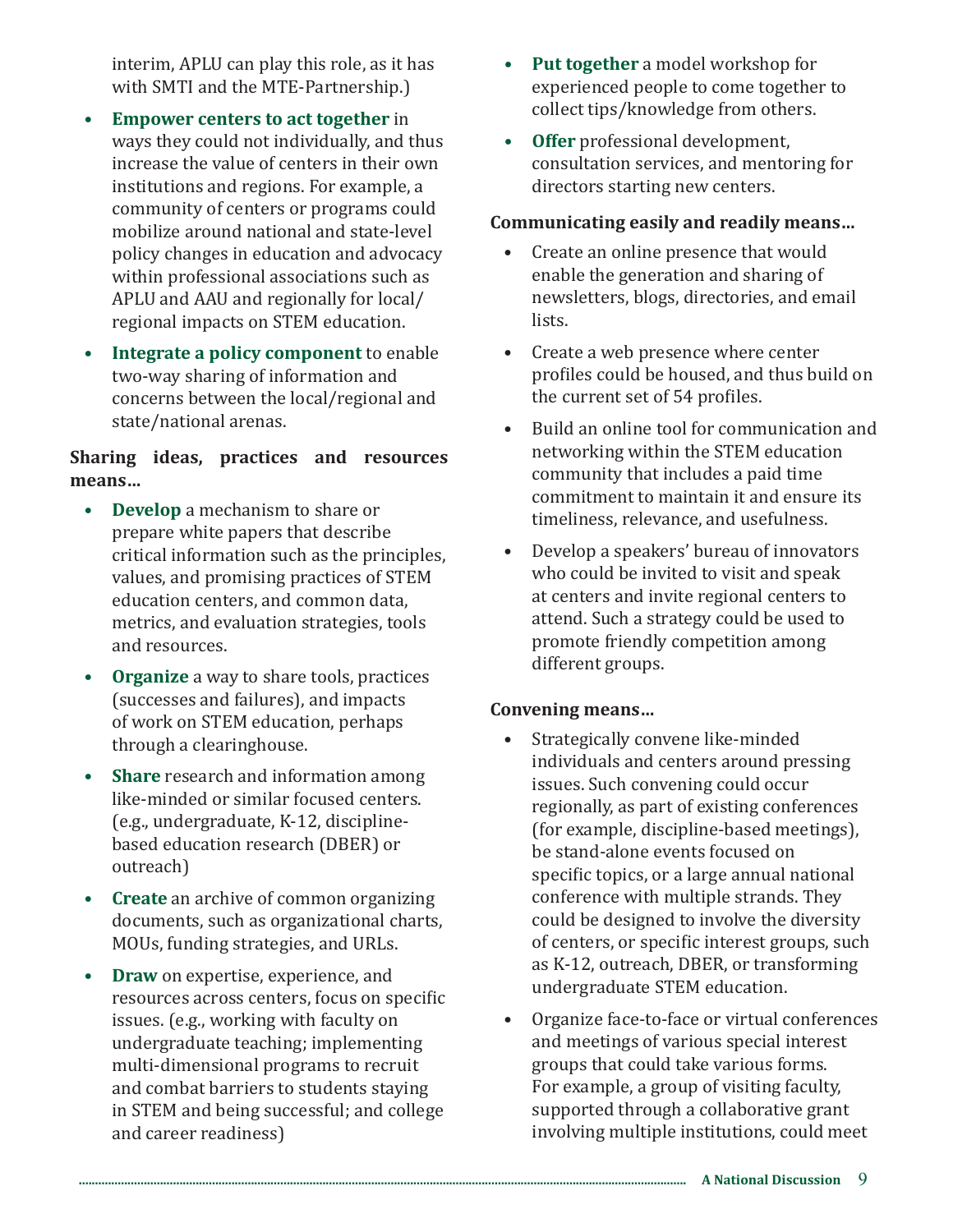interim, APLU can play this role, as it has with SMTI and the MTE-Partnership.)

- **Empower centers to act together** in ways they could not individually, and thus increase the value of centers in their own institutions and regions. For example, a community of centers or programs could mobilize around national and state-level policy changes in education and advocacy within professional associations such as APLU and AAU and regionally for local/regional impacts on STEM education.
- **Integrate a policy component** to enable two-way sharing of information and concerns between the local/regional and state/national arenas.

**Sharing ideas, practices and resources means…**

- **Develop** a mechanism to share or prepare white papers that describe critical information such as the principles, values, and promising practices of STEM education centers, and common data, metrics, and evaluation strategies, tools and resources.
- **Organize** a way to share tools, practices (successes and failures), and impacts of work on STEM education, perhaps through a clearinghouse.
- **Share** research and information among like-minded or similar focused centers. (e.g., undergraduate, K-12, discipline-based education research (DBER) or outreach)
- **Create** an archive of common organizing documents, such as organizational charts, MOUs, funding strategies, and URLs.
- **Draw** on expertise, experience, and resources across centers, focus on specific issues. (e.g., working with faculty on undergraduate teaching; implementing multi-dimensional programs to recruit and combat barriers to students staying in STEM and being successful; and college and career readiness)
- **Put together** a model workshop for experienced people to come together to collect tips/knowledge from others.
- **Offer** professional development, consultation services, and mentoring for directors starting new centers.

**Communicating easily and readily means…**

- Create an online presence that would enable the generation and sharing of newsletters, blogs, directories, and email lists.
- Create a web presence where center profiles could be housed, and thus build on the current set of 54 profiles.
- Build an online tool for communication and networking within the STEM education community that includes a paid time commitment to maintain it and ensure its timeliness, relevance, and usefulness.
- Develop a speakers' bureau of innovators who could be invited to visit and speak at centers and invite regional centers to attend. Such a strategy could be used to promote friendly competition among different groups.

**Convening means…**

- Strategically convene like-minded individuals and centers around pressing issues. Such convening could occur regionally, as part of existing conferences (for example, discipline-based meetings), be stand-alone events focused on specific topics, or a large annual national conference with multiple strands. They could be designed to involve the diversity of centers, or specific interest groups, such as K-12, outreach, DBER, or transforming undergraduate STEM education.
- Organize face-to-face or virtual conferences and meetings of various special interest groups that could take various forms. For example, a group of visiting faculty, supported through a collaborative grant involving multiple institutions, could meet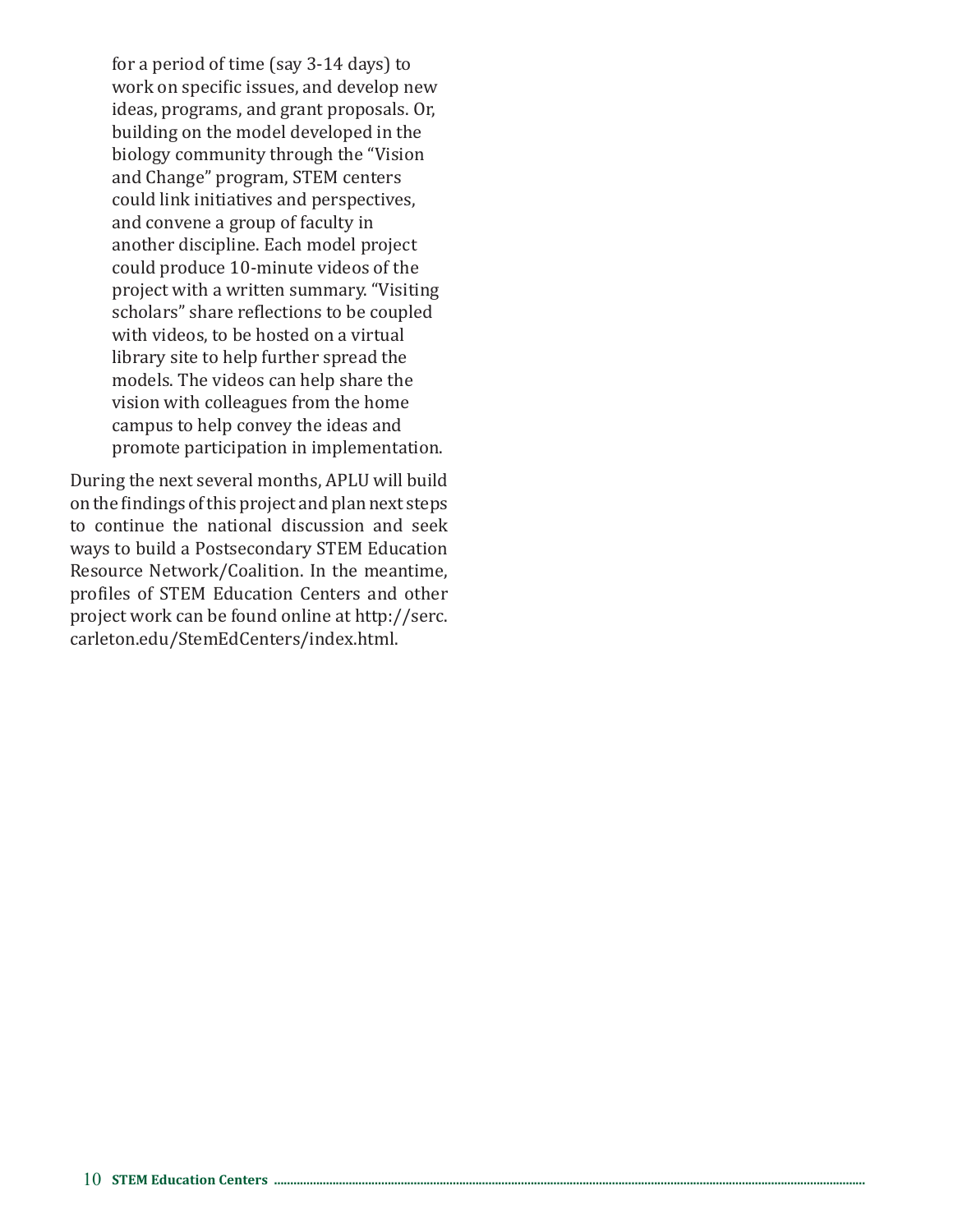for a period of time (say 3-14 days) to work on specific issues, and develop new ideas, programs, and grant proposals. Or, building on the model developed in the biology community through the "Vision and Change" program, STEM centers could link initiatives and perspectives, and convene a group of faculty in another discipline. Each model project could produce 10-minute videos of the project with a written summary. "Visiting scholars" share reflections to be coupled with videos, to be hosted on a virtual library site to help further spread the models. The videos can help share the vision with colleagues from the home campus to help convey the ideas and promote participation in implementation.

During the next several months, APLU will build on the findings of this project and plan next steps to continue the national discussion and seek ways to build a Postsecondary STEM Education Resource Network/Coalition. In the meantime, profiles of STEM Education Centers and other project work can be found online at http://serc.carleton.edu/StemEdCenters/index.html.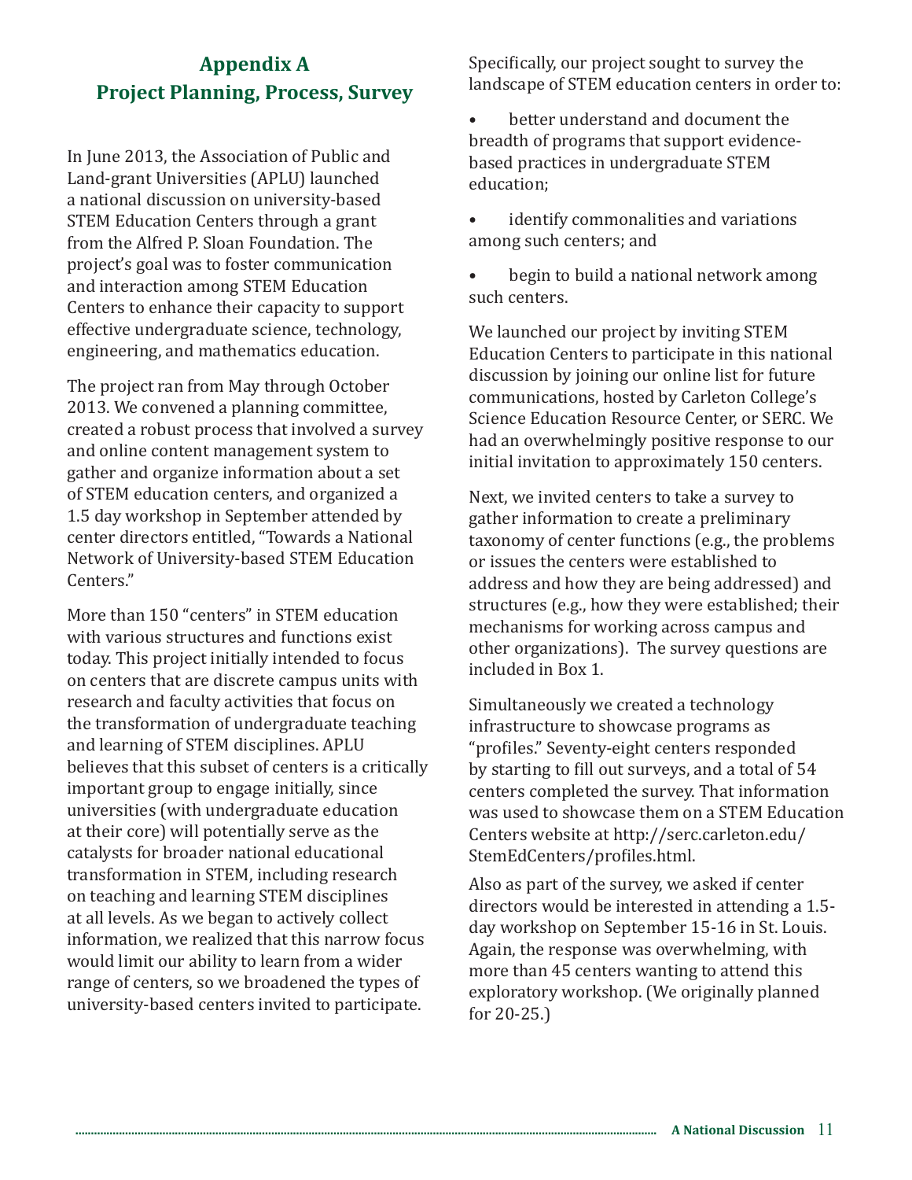## Appendix A
## Project Planning, Process, Survey

In June 2013, the Association of Public and Land-grant Universities (APLU) launched a national discussion on university-based STEM Education Centers through a grant from the Alfred P. Sloan Foundation. The project's goal was to foster communication and interaction among STEM Education Centers to enhance their capacity to support effective undergraduate science, technology, engineering, and mathematics education.

The project ran from May through October 2013. We convened a planning committee, created a robust process that involved a survey and online content management system to gather and organize information about a set of STEM education centers, and organized a 1.5 day workshop in September attended by center directors entitled, "Towards a National Network of University-based STEM Education Centers."

More than 150 "centers" in STEM education with various structures and functions exist today. This project initially intended to focus on centers that are discrete campus units with research and faculty activities that focus on the transformation of undergraduate teaching and learning of STEM disciplines. APLU believes that this subset of centers is a critically important group to engage initially, since universities (with undergraduate education at their core) will potentially serve as the catalysts for broader national educational transformation in STEM, including research on teaching and learning STEM disciplines at all levels. As we began to actively collect information, we realized that this narrow focus would limit our ability to learn from a wider range of centers, so we broadened the types of university-based centers invited to participate.

Specifically, our project sought to survey the landscape of STEM education centers in order to:

- better understand and document the breadth of programs that support evidence-based practices in undergraduate STEM education;
- identify commonalities and variations among such centers; and
- begin to build a national network among such centers.

We launched our project by inviting STEM Education Centers to participate in this national discussion by joining our online list for future communications, hosted by Carleton College's Science Education Resource Center, or SERC. We had an overwhelmingly positive response to our initial invitation to approximately 150 centers.

Next, we invited centers to take a survey to gather information to create a preliminary taxonomy of center functions (e.g., the problems or issues the centers were established to address and how they are being addressed) and structures (e.g., how they were established; their mechanisms for working across campus and other organizations). The survey questions are included in Box 1.

Simultaneously we created a technology infrastructure to showcase programs as "profiles." Seventy-eight centers responded by starting to fill out surveys, and a total of 54 centers completed the survey. That information was used to showcase them on a STEM Education Centers website at http://serc.carleton.edu/StemEdCenters/profiles.html.

Also as part of the survey, we asked if center directors would be interested in attending a 1.5-day workshop on September 15-16 in St. Louis. Again, the response was overwhelming, with more than 45 centers wanting to attend this exploratory workshop. (We originally planned for 20-25.)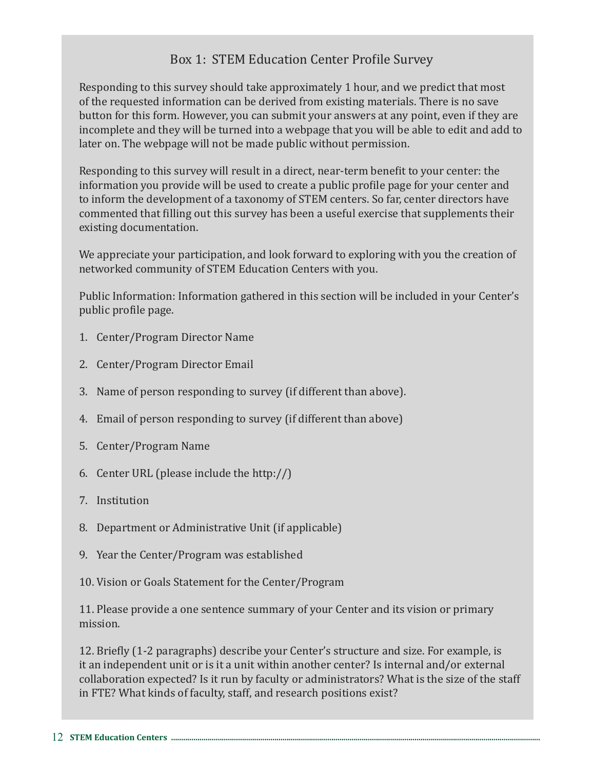## Box 1: STEM Education Center Profile Survey

Responding to this survey should take approximately 1 hour, and we predict that most of the requested information can be derived from existing materials. There is no save button for this form. However, you can submit your answers at any point, even if they are incomplete and they will be turned into a webpage that you will be able to edit and add to later on. The webpage will not be made public without permission.

Responding to this survey will result in a direct, near-term benefit to your center: the information you provide will be used to create a public profile page for your center and to inform the development of a taxonomy of STEM centers. So far, center directors have commented that filling out this survey has been a useful exercise that supplements their existing documentation.

We appreciate your participation, and look forward to exploring with you the creation of networked community of STEM Education Centers with you.

Public Information: Information gathered in this section will be included in your Center's public profile page.

1. Center/Program Director Name
2. Center/Program Director Email
3. Name of person responding to survey (if different than above).
4. Email of person responding to survey (if different than above)
5. Center/Program Name
6. Center URL (please include the http://)
7. Institution
8. Department or Administrative Unit (if applicable)
9. Year the Center/Program was established
10. Vision or Goals Statement for the Center/Program
11. Please provide a one sentence summary of your Center and its vision or primary mission.
12. Briefly (1-2 paragraphs) describe your Center's structure and size. For example, is it an independent unit or is it a unit within another center? Is internal and/or external collaboration expected? Is it run by faculty or administrators? What is the size of the staff in FTE? What kinds of faculty, staff, and research positions exist?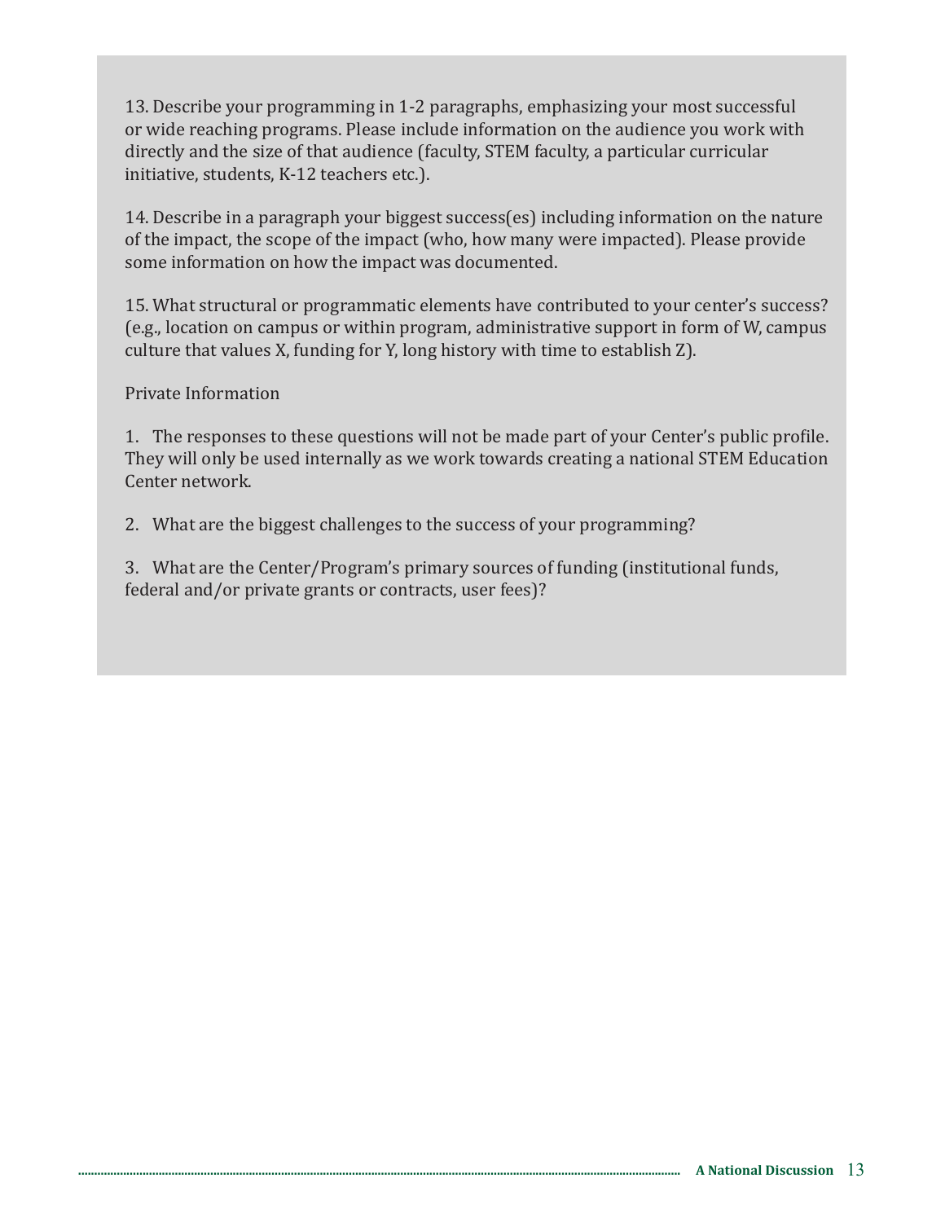13. Describe your programming in 1-2 paragraphs, emphasizing your most successful or wide reaching programs. Please include information on the audience you work with directly and the size of that audience (faculty, STEM faculty, a particular curricular initiative, students, K-12 teachers etc.).

14. Describe in a paragraph your biggest success(es) including information on the nature of the impact, the scope of the impact (who, how many were impacted). Please provide some information on how the impact was documented.

15. What structural or programmatic elements have contributed to your center's success? (e.g., location on campus or within program, administrative support in form of W, campus culture that values X, funding for Y, long history with time to establish Z).

Private Information

1. The responses to these questions will not be made part of your Center's public profile. They will only be used internally as we work towards creating a national STEM Education Center network.

2. What are the biggest challenges to the success of your programming?

3. What are the Center/Program's primary sources of funding (institutional funds, federal and/or private grants or contracts, user fees)?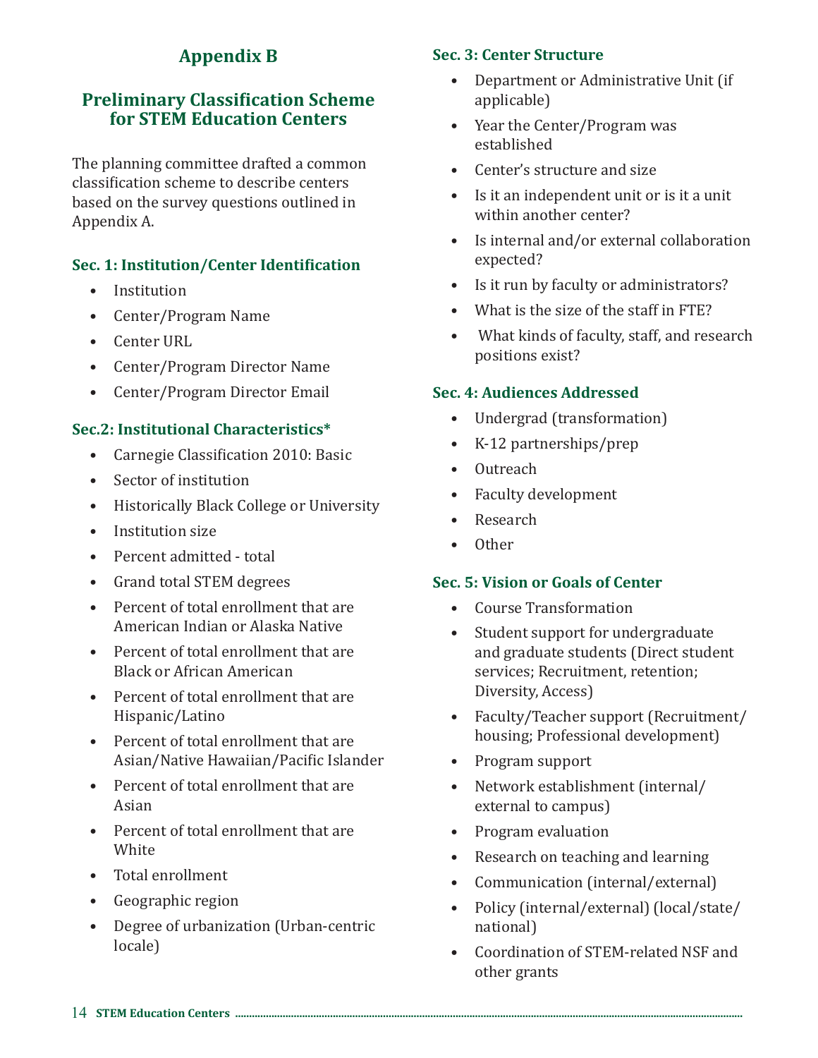# Appendix B

## Preliminary Classification Scheme for STEM Education Centers

The planning committee drafted a common classification scheme to describe centers based on the survey questions outlined in Appendix A.

### Sec. 1: Institution/Center Identification

- Institution
- Center/Program Name
- Center URL
- Center/Program Director Name
- Center/Program Director Email

### Sec.2: Institutional Characteristics*

- Carnegie Classification 2010: Basic
- Sector of institution
- Historically Black College or University
- Institution size
- Percent admitted - total
- Grand total STEM degrees
- Percent of total enrollment that are American Indian or Alaska Native
- Percent of total enrollment that are Black or African American
- Percent of total enrollment that are Hispanic/Latino
- Percent of total enrollment that are Asian/Native Hawaiian/Pacific Islander
- Percent of total enrollment that are Asian
- Percent of total enrollment that are White
- Total enrollment
- Geographic region
- Degree of urbanization (Urban-centric locale)

### Sec. 3: Center Structure

- Department or Administrative Unit (if applicable)
- Year the Center/Program was established
- Center's structure and size
- Is it an independent unit or is it a unit within another center?
- Is internal and/or external collaboration expected?
- Is it run by faculty or administrators?
- What is the size of the staff in FTE?
- What kinds of faculty, staff, and research positions exist?

### Sec. 4: Audiences Addressed

- Undergrad (transformation)
- K-12 partnerships/prep
- Outreach
- Faculty development
- Research
- Other

### Sec. 5: Vision or Goals of Center

- Course Transformation
- Student support for undergraduate and graduate students (Direct student services; Recruitment, retention; Diversity, Access)
- Faculty/Teacher support (Recruitment/housing; Professional development)
- Program support
- Network establishment (internal/external to campus)
- Program evaluation
- Research on teaching and learning
- Communication (internal/external)
- Policy (internal/external) (local/state/national)
- Coordination of STEM-related NSF and other grants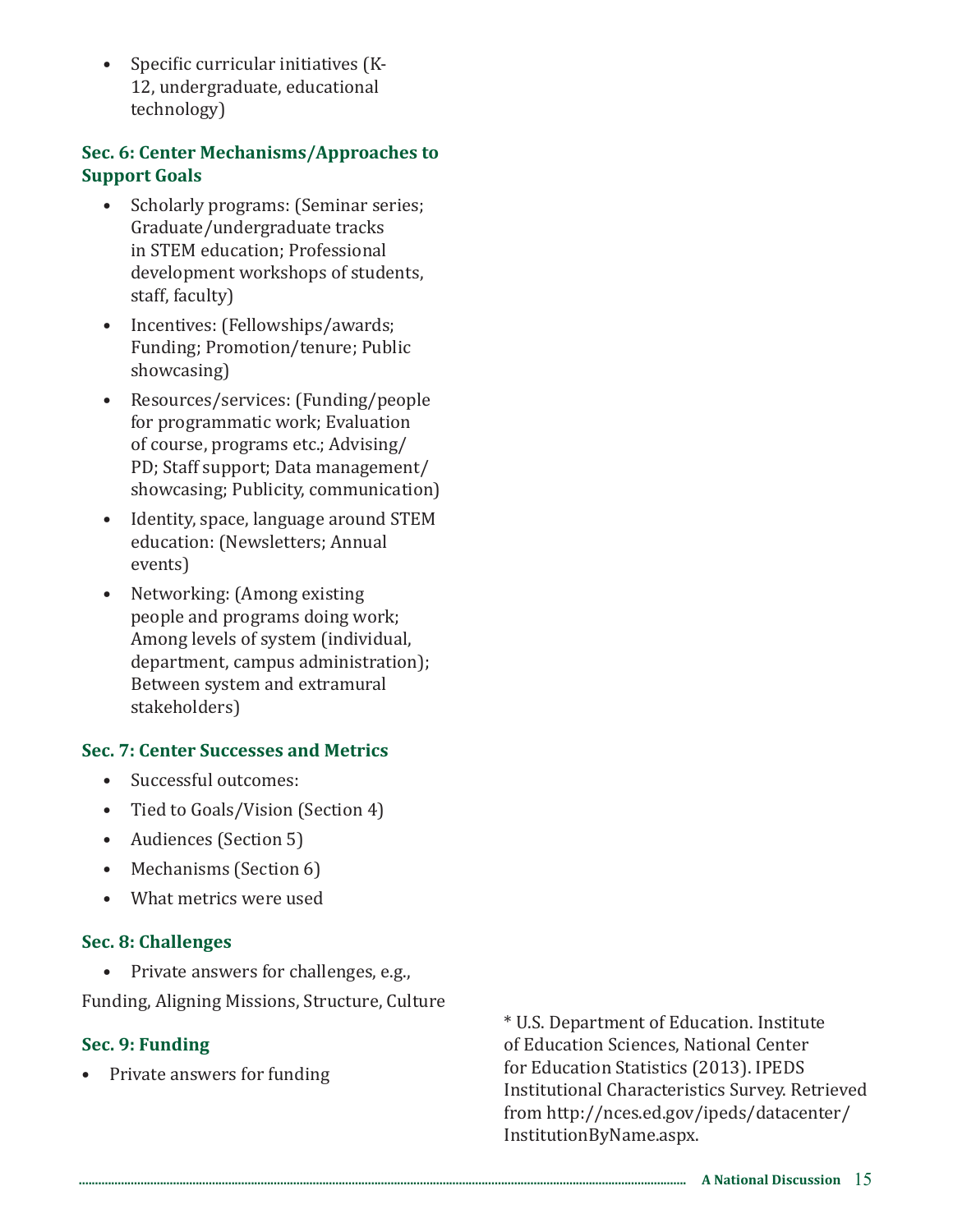- Specific curricular initiatives (K-12, undergraduate, educational technology)

**Sec. 6: Center Mechanisms/Approaches to Support Goals**

- Scholarly programs: (Seminar series; Graduate/undergraduate tracks in STEM education; Professional development workshops of students, staff, faculty)
- Incentives: (Fellowships/awards; Funding; Promotion/tenure; Public showcasing)
- Resources/services: (Funding/people for programmatic work; Evaluation of course, programs etc.; Advising/PD; Staff support; Data management/showcasing; Publicity, communication)
- Identity, space, language around STEM education: (Newsletters; Annual events)
- Networking: (Among existing people and programs doing work; Among levels of system (individual, department, campus administration); Between system and extramural stakeholders)

**Sec. 7: Center Successes and Metrics**

- Successful outcomes:
- Tied to Goals/Vision (Section 4)
- Audiences (Section 5)
- Mechanisms (Section 6)
- What metrics were used

**Sec. 8: Challenges**

- Private answers for challenges, e.g.,

Funding, Aligning Missions, Structure, Culture

**Sec. 9: Funding**

- Private answers for funding

* U.S. Department of Education. Institute of Education Sciences, National Center for Education Statistics (2013). IPEDS Institutional Characteristics Survey. Retrieved from http://nces.ed.gov/ipeds/datacenter/InstitutionByName.aspx.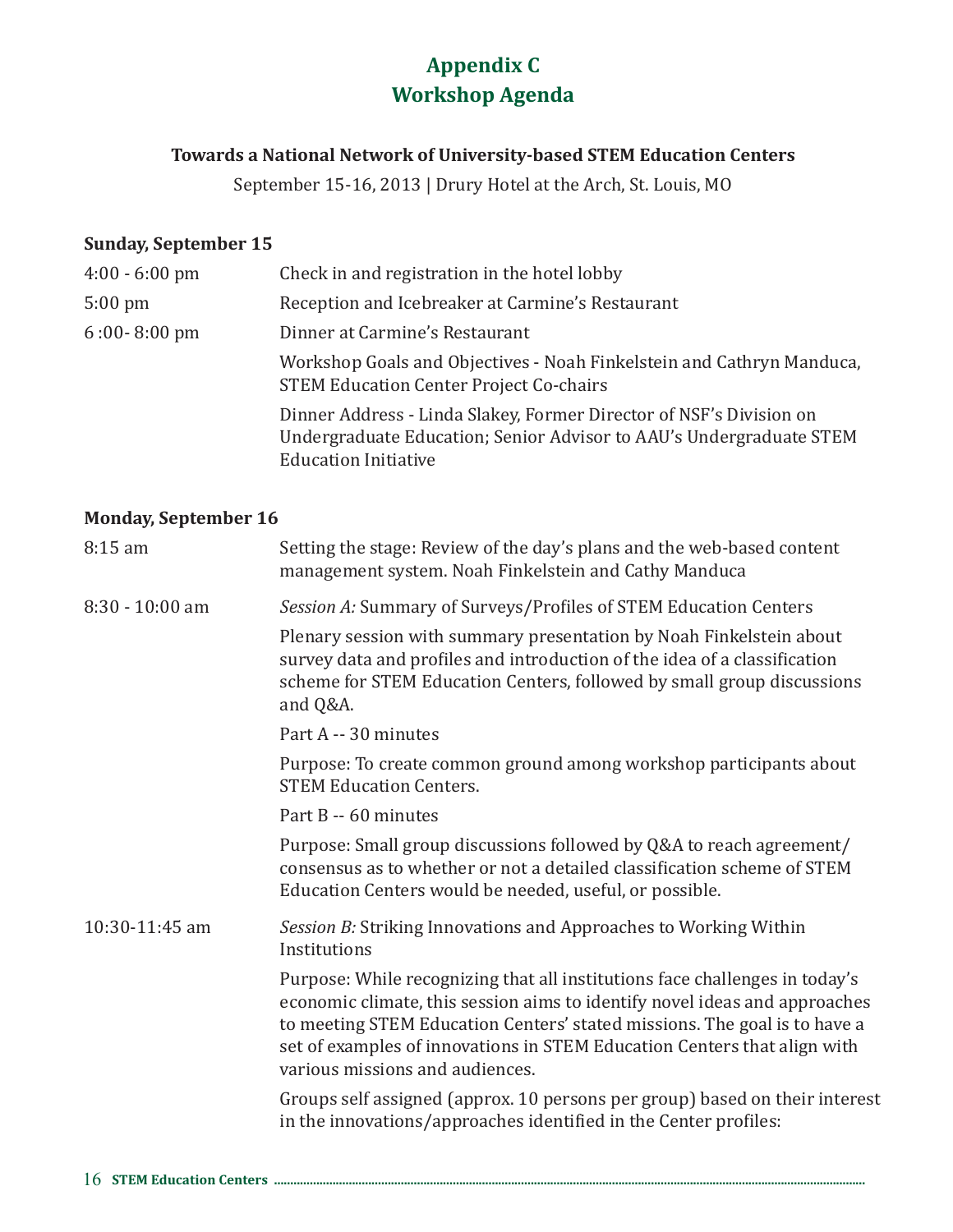# Appendix C
# Workshop Agenda

**Towards a National Network of University-based STEM Education Centers**

September 15-16, 2013 | Drury Hotel at the Arch, St. Louis, MO

**Sunday, September 15**

| | |
|---|---|
| 4:00 - 6:00 pm | Check in and registration in the hotel lobby |
| 5:00 pm | Reception and Icebreaker at Carmine's Restaurant |
| 6 :00- 8:00 pm | Dinner at Carmine's Restaurant<br>Workshop Goals and Objectives - Noah Finkelstein and Cathryn Manduca, STEM Education Center Project Co-chairs<br>Dinner Address - Linda Slakey, Former Director of NSF's Division on Undergraduate Education; Senior Advisor to AAU's Undergraduate STEM Education Initiative |

**Monday, September 16**

| | |
|---|---|
| 8:15 am | Setting the stage: Review of the day's plans and the web-based content management system. Noah Finkelstein and Cathy Manduca |
| 8:30 - 10:00 am | *Session A:* Summary of Surveys/Profiles of STEM Education Centers<br>Plenary session with summary presentation by Noah Finkelstein about survey data and profiles and introduction of the idea of a classification scheme for STEM Education Centers, followed by small group discussions and Q&A.<br>Part A -- 30 minutes<br>Purpose: To create common ground among workshop participants about STEM Education Centers.<br>Part B -- 60 minutes<br>Purpose: Small group discussions followed by Q&A to reach agreement/consensus as to whether or not a detailed classification scheme of STEM Education Centers would be needed, useful, or possible. |
| 10:30-11:45 am | *Session B:* Striking Innovations and Approaches to Working Within Institutions<br>Purpose: While recognizing that all institutions face challenges in today's economic climate, this session aims to identify novel ideas and approaches to meeting STEM Education Centers' stated missions. The goal is to have a set of examples of innovations in STEM Education Centers that align with various missions and audiences.<br>Groups self assigned (approx. 10 persons per group) based on their interest in the innovations/approaches identified in the Center profiles: |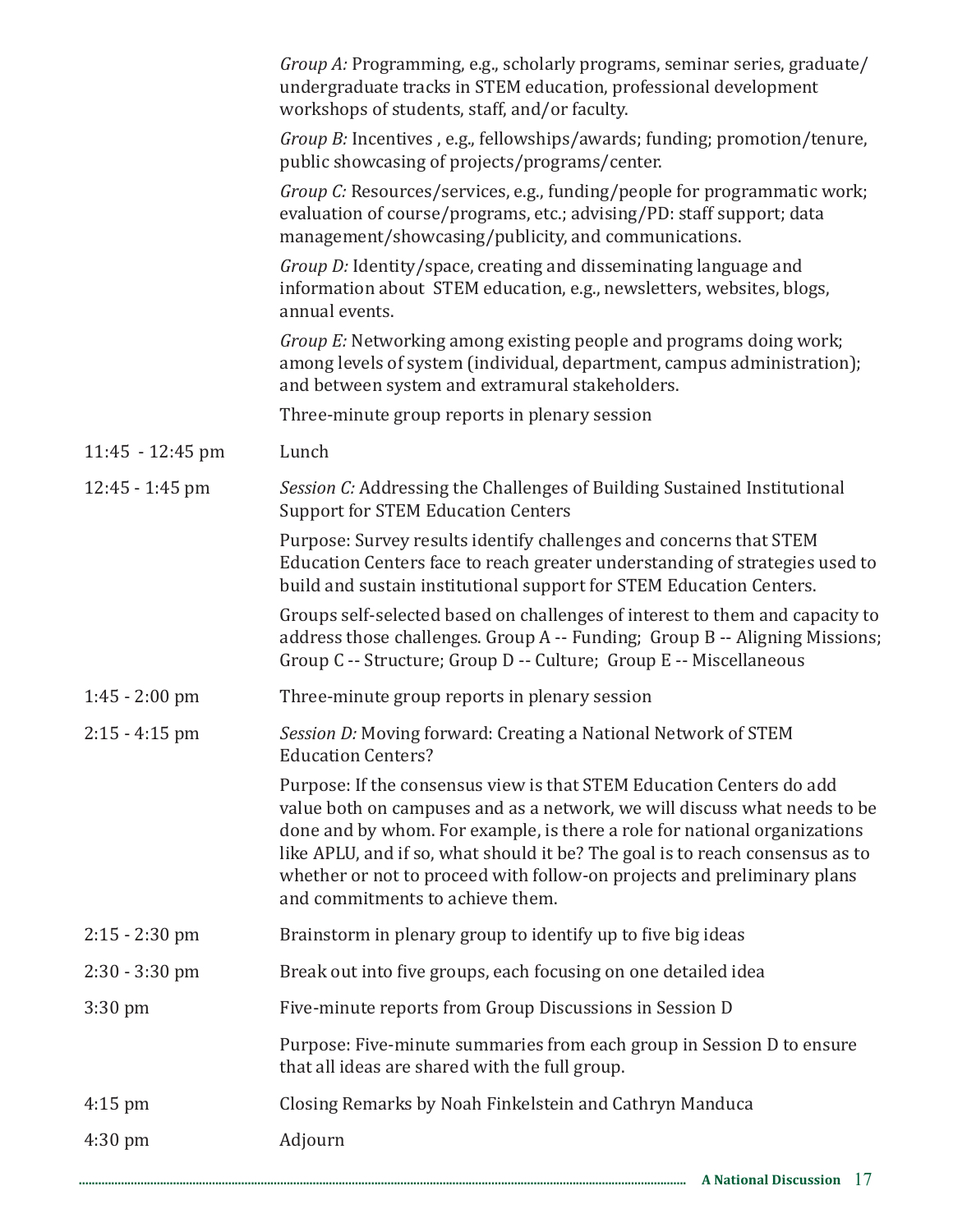| | |
|---|---|
| | *Group A:* Programming, e.g., scholarly programs, seminar series, graduate/undergraduate tracks in STEM education, professional development workshops of students, staff, and/or faculty. |
| | *Group B:* Incentives , e.g., fellowships/awards; funding; promotion/tenure, public showcasing of projects/programs/center. |
| | *Group C:* Resources/services, e.g., funding/people for programmatic work; evaluation of course/programs, etc.; advising/PD: staff support; data management/showcasing/publicity, and communications. |
| | *Group D:* Identity/space, creating and disseminating language and information about STEM education, e.g., newsletters, websites, blogs, annual events. |
| | *Group E:* Networking among existing people and programs doing work; among levels of system (individual, department, campus administration); and between system and extramural stakeholders. |
| | Three-minute group reports in plenary session |
| 11:45 - 12:45 pm | Lunch |
| 12:45 - 1:45 pm | *Session C:* Addressing the Challenges of Building Sustained Institutional Support for STEM Education Centers |
| | Purpose: Survey results identify challenges and concerns that STEM Education Centers face to reach greater understanding of strategies used to build and sustain institutional support for STEM Education Centers. |
| | Groups self-selected based on challenges of interest to them and capacity to address those challenges. Group A -- Funding; Group B -- Aligning Missions; Group C -- Structure; Group D -- Culture; Group E -- Miscellaneous |
| 1:45 - 2:00 pm | Three-minute group reports in plenary session |
| 2:15 - 4:15 pm | *Session D:* Moving forward: Creating a National Network of STEM Education Centers? |
| | Purpose: If the consensus view is that STEM Education Centers do add value both on campuses and as a network, we will discuss what needs to be done and by whom. For example, is there a role for national organizations like APLU, and if so, what should it be? The goal is to reach consensus as to whether or not to proceed with follow-on projects and preliminary plans and commitments to achieve them. |
| 2:15 - 2:30 pm | Brainstorm in plenary group to identify up to five big ideas |
| 2:30 - 3:30 pm | Break out into five groups, each focusing on one detailed idea |
| 3:30 pm | Five-minute reports from Group Discussions in Session D |
| | Purpose: Five-minute summaries from each group in Session D to ensure that all ideas are shared with the full group. |
| 4:15 pm | Closing Remarks by Noah Finkelstein and Cathryn Manduca |
| 4:30 pm | Adjourn |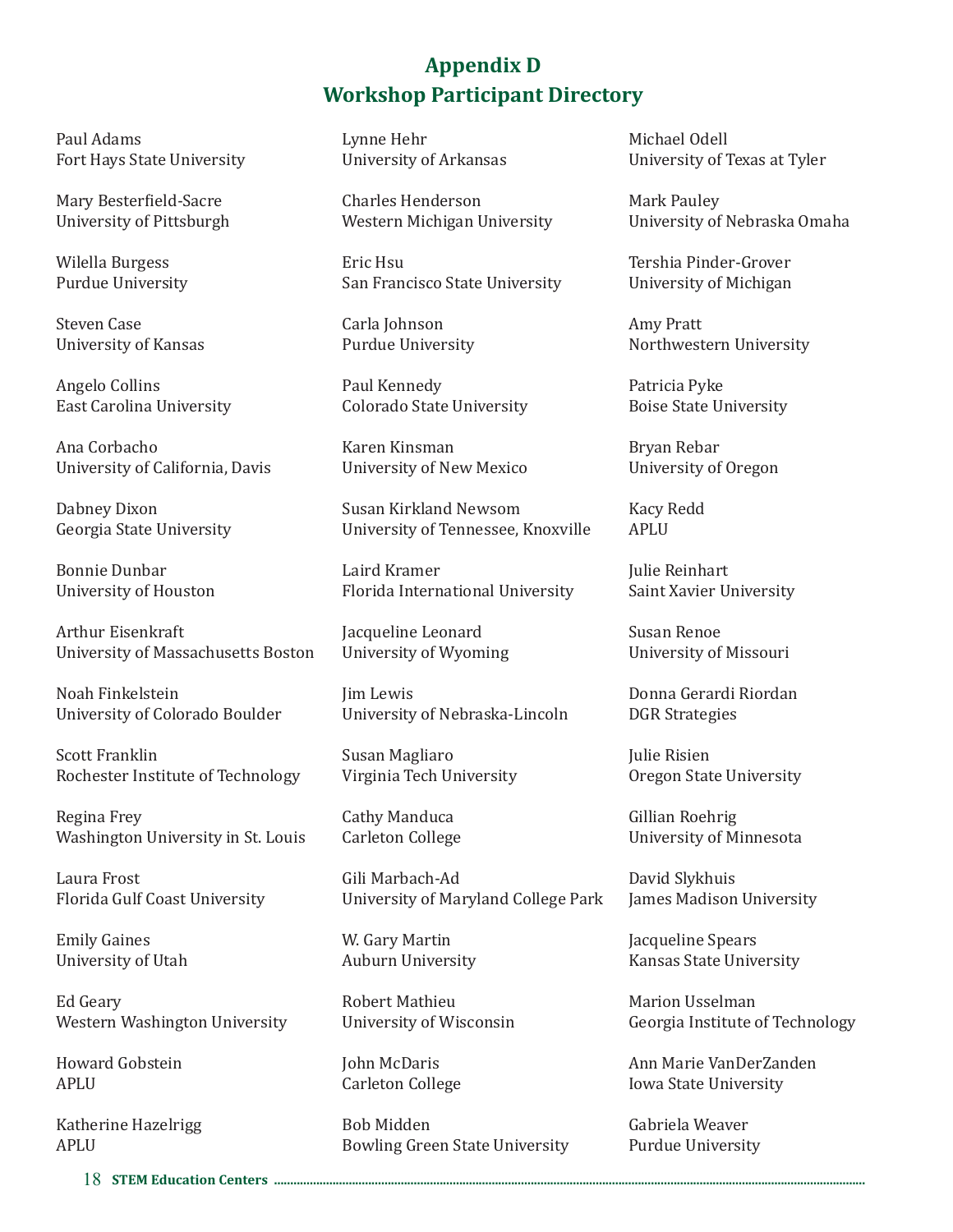# Appendix D
# Workshop Participant Directory

Paul Adams
Fort Hays State University

Mary Besterfield-Sacre
University of Pittsburgh

Wilella Burgess
Purdue University

Steven Case
University of Kansas

Angelo Collins
East Carolina University

Ana Corbacho
University of California, Davis

Dabney Dixon
Georgia State University

Bonnie Dunbar
University of Houston

Arthur Eisenkraft
University of Massachusetts Boston

Noah Finkelstein
University of Colorado Boulder

Scott Franklin
Rochester Institute of Technology

Regina Frey
Washington University in St. Louis

Laura Frost
Florida Gulf Coast University

Emily Gaines
University of Utah

Ed Geary
Western Washington University

Howard Gobstein
APLU

Katherine Hazelrigg
APLU

Lynne Hehr
University of Arkansas

Charles Henderson
Western Michigan University

Eric Hsu
San Francisco State University

Carla Johnson
Purdue University

Paul Kennedy
Colorado State University

Karen Kinsman
University of New Mexico

Susan Kirkland Newsom
University of Tennessee, Knoxville

Laird Kramer
Florida International University

Jacqueline Leonard
University of Wyoming

Jim Lewis
University of Nebraska-Lincoln

Susan Magliaro
Virginia Tech University

Cathy Manduca
Carleton College

Gili Marbach-Ad
University of Maryland College Park

W. Gary Martin
Auburn University

Robert Mathieu
University of Wisconsin

John McDaris
Carleton College

Bob Midden
Bowling Green State University

Michael Odell
University of Texas at Tyler

Mark Pauley
University of Nebraska Omaha

Tershia Pinder-Grover
University of Michigan

Amy Pratt
Northwestern University

Patricia Pyke
Boise State University

Bryan Rebar
University of Oregon

Kacy Redd
APLU

Julie Reinhart
Saint Xavier University

Susan Renoe
University of Missouri

Donna Gerardi Riordan
DGR Strategies

Julie Risien
Oregon State University

Gillian Roehrig
University of Minnesota

David Slykhuis
James Madison University

Jacqueline Spears
Kansas State University

Marion Usselman
Georgia Institute of Technology

Ann Marie VanDerZanden
Iowa State University

Gabriela Weaver
Purdue University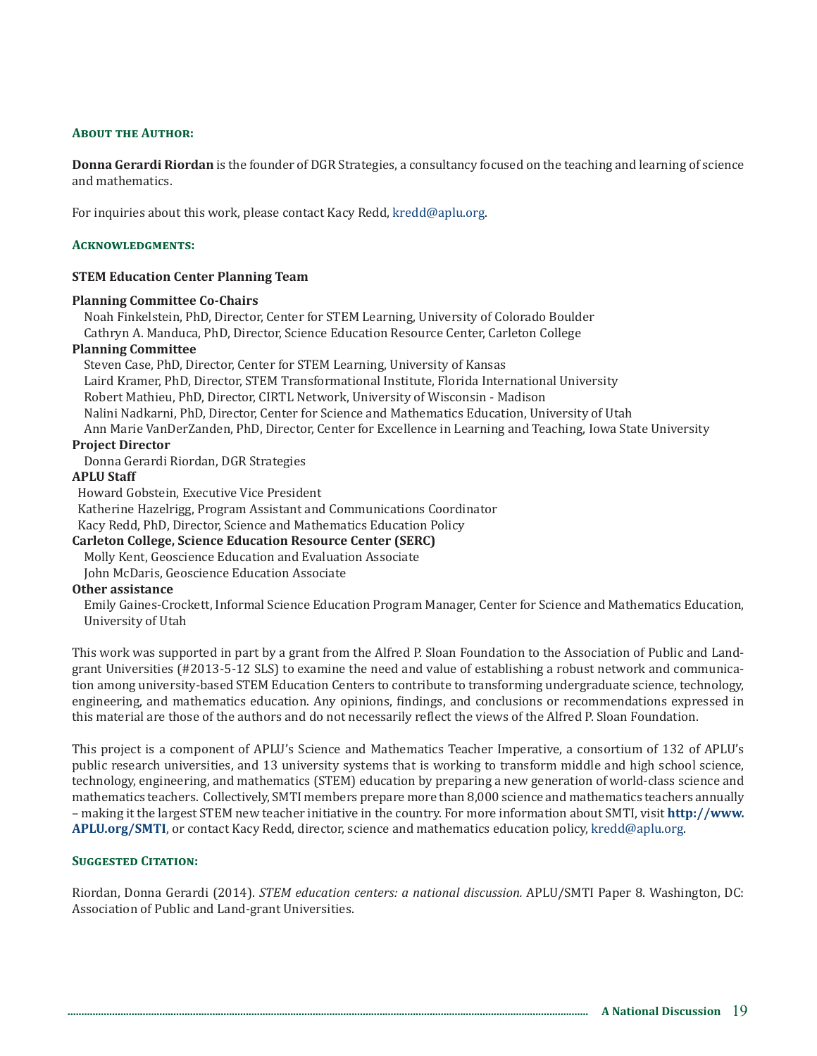### About the Author:

**Donna Gerardi Riordan** is the founder of DGR Strategies, a consultancy focused on the teaching and learning of science and mathematics.

For inquiries about this work, please contact Kacy Redd, kredd@aplu.org.

### Acknowledgments:

**STEM Education Center Planning Team**

**Planning Committee Co-Chairs**

Noah Finkelstein, PhD, Director, Center for STEM Learning, University of Colorado Boulder
Cathryn A. Manduca, PhD, Director, Science Education Resource Center, Carleton College

**Planning Committee**

Steven Case, PhD, Director, Center for STEM Learning, University of Kansas
Laird Kramer, PhD, Director, STEM Transformational Institute, Florida International University
Robert Mathieu, PhD, Director, CIRTL Network, University of Wisconsin - Madison
Nalini Nadkarni, PhD, Director, Center for Science and Mathematics Education, University of Utah
Ann Marie VanDerZanden, PhD, Director, Center for Excellence in Learning and Teaching, Iowa State University

**Project Director**

Donna Gerardi Riordan, DGR Strategies

**APLU Staff**

Howard Gobstein, Executive Vice President
Katherine Hazelrigg, Program Assistant and Communications Coordinator
Kacy Redd, PhD, Director, Science and Mathematics Education Policy

**Carleton College, Science Education Resource Center (SERC)**

Molly Kent, Geoscience Education and Evaluation Associate
John McDaris, Geoscience Education Associate

**Other assistance**

Emily Gaines-Crockett, Informal Science Education Program Manager, Center for Science and Mathematics Education, University of Utah

This work was supported in part by a grant from the Alfred P. Sloan Foundation to the Association of Public and Land-grant Universities (#2013-5-12 SLS) to examine the need and value of establishing a robust network and communication among university-based STEM Education Centers to contribute to transforming undergraduate science, technology, engineering, and mathematics education. Any opinions, findings, and conclusions or recommendations expressed in this material are those of the authors and do not necessarily reflect the views of the Alfred P. Sloan Foundation.

This project is a component of APLU's Science and Mathematics Teacher Imperative, a consortium of 132 of APLU's public research universities, and 13 university systems that is working to transform middle and high school science, technology, engineering, and mathematics (STEM) education by preparing a new generation of world-class science and mathematics teachers. Collectively, SMTI members prepare more than 8,000 science and mathematics teachers annually – making it the largest STEM new teacher initiative in the country. For more information about SMTI, visit **http://www.APLU.org/SMTI**, or contact Kacy Redd, director, science and mathematics education policy, kredd@aplu.org.

### Suggested Citation:

Riordan, Donna Gerardi (2014). *STEM education centers: a national discussion.* APLU/SMTI Paper 8. Washington, DC: Association of Public and Land-grant Universities.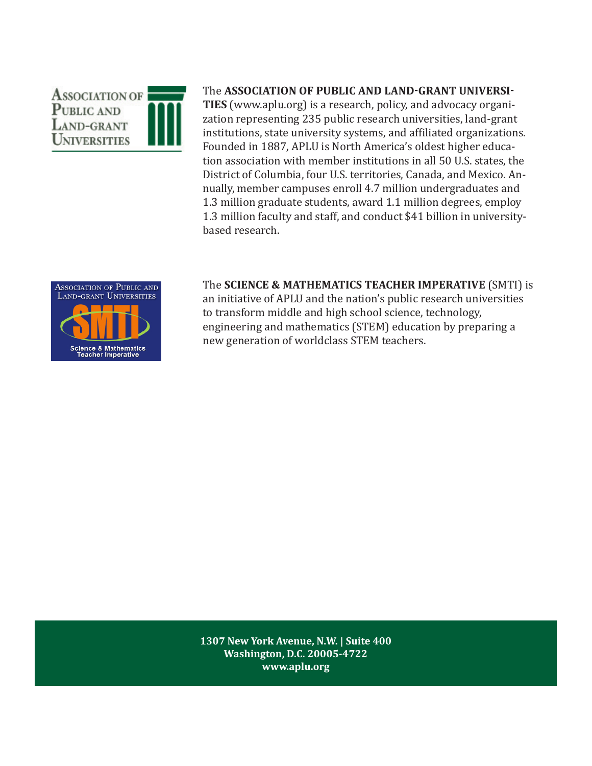The **ASSOCIATION OF PUBLIC AND LAND-GRANT UNIVERSITIES** (www.aplu.org) is a research, policy, and advocacy organization representing 235 public research universities, land-grant institutions, state university systems, and affiliated organizations. Founded in 1887, APLU is North America's oldest higher education association with member institutions in all 50 U.S. states, the District of Columbia, four U.S. territories, Canada, and Mexico. Annually, member campuses enroll 4.7 million undergraduates and 1.3 million graduate students, award 1.1 million degrees, employ 1.3 million faculty and staff, and conduct $41 billion in university-based research.

The **SCIENCE & MATHEMATICS TEACHER IMPERATIVE** (SMTI) is an initiative of APLU and the nation's public research universities to transform middle and high school science, technology, engineering and mathematics (STEM) education by preparing a new generation of worldclass STEM teachers.

**1307 New York Avenue, N.W. | Suite 400**
**Washington, D.C. 20005-4722**
**www.aplu.org**